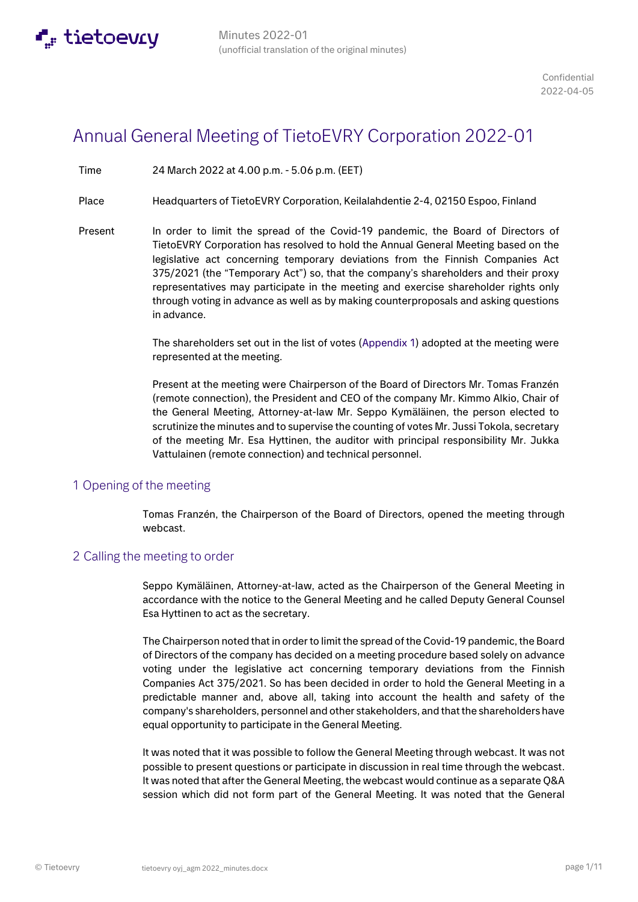Minutes 2022-01
(unofficial translation of the original minutes)

Confidential
2022-04-05

# Annual General Meeting of TietoEVRY Corporation 2022-01

| | |
|---|---|
| Time | 24 March 2022 at 4.00 p.m. - 5.06 p.m. (EET) |
| Place | Headquarters of TietoEVRY Corporation, Keilalahdentie 2-4, 02150 Espoo, Finland |
| Present | In order to limit the spread of the Covid-19 pandemic, the Board of Directors of TietoEVRY Corporation has resolved to hold the Annual General Meeting based on the legislative act concerning temporary deviations from the Finnish Companies Act 375/2021 (the "Temporary Act") so, that the company's shareholders and their proxy representatives may participate in the meeting and exercise shareholder rights only through voting in advance as well as by making counterproposals and asking questions in advance. |

The shareholders set out in the list of votes (Appendix 1) adopted at the meeting were represented at the meeting.

Present at the meeting were Chairperson of the Board of Directors Mr. Tomas Franzén (remote connection), the President and CEO of the company Mr. Kimmo Alkio, Chair of the General Meeting, Attorney-at-law Mr. Seppo Kymäläinen, the person elected to scrutinize the minutes and to supervise the counting of votes Mr. Jussi Tokola, secretary of the meeting Mr. Esa Hyttinen, the auditor with principal responsibility Mr. Jukka Vattulainen (remote connection) and technical personnel.

## 1 Opening of the meeting

Tomas Franzén, the Chairperson of the Board of Directors, opened the meeting through webcast.

## 2 Calling the meeting to order

Seppo Kymäläinen, Attorney-at-law, acted as the Chairperson of the General Meeting in accordance with the notice to the General Meeting and he called Deputy General Counsel Esa Hyttinen to act as the secretary.

The Chairperson noted that in order to limit the spread of the Covid-19 pandemic, the Board of Directors of the company has decided on a meeting procedure based solely on advance voting under the legislative act concerning temporary deviations from the Finnish Companies Act 375/2021. So has been decided in order to hold the General Meeting in a predictable manner and, above all, taking into account the health and safety of the company's shareholders, personnel and other stakeholders, and that the shareholders have equal opportunity to participate in the General Meeting.

It was noted that it was possible to follow the General Meeting through webcast. It was not possible to present questions or participate in discussion in real time through the webcast. It was noted that after the General Meeting, the webcast would continue as a separate Q&A session which did not form part of the General Meeting. It was noted that the General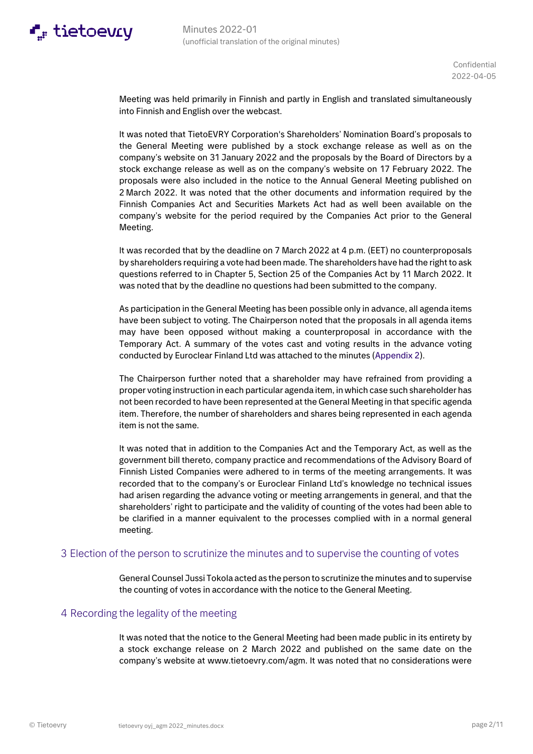Meeting was held primarily in Finnish and partly in English and translated simultaneously into Finnish and English over the webcast.

It was noted that TietoEVRY Corporation's Shareholders' Nomination Board's proposals to the General Meeting were published by a stock exchange release as well as on the company's website on 31 January 2022 and the proposals by the Board of Directors by a stock exchange release as well as on the company's website on 17 February 2022. The proposals were also included in the notice to the Annual General Meeting published on 2 March 2022. It was noted that the other documents and information required by the Finnish Companies Act and Securities Markets Act had as well been available on the company's website for the period required by the Companies Act prior to the General Meeting.

It was recorded that by the deadline on 7 March 2022 at 4 p.m. (EET) no counterproposals by shareholders requiring a vote had been made. The shareholders have had the right to ask questions referred to in Chapter 5, Section 25 of the Companies Act by 11 March 2022. It was noted that by the deadline no questions had been submitted to the company.

As participation in the General Meeting has been possible only in advance, all agenda items have been subject to voting. The Chairperson noted that the proposals in all agenda items may have been opposed without making a counterproposal in accordance with the Temporary Act. A summary of the votes cast and voting results in the advance voting conducted by Euroclear Finland Ltd was attached to the minutes (Appendix 2).

The Chairperson further noted that a shareholder may have refrained from providing a proper voting instruction in each particular agenda item, in which case such shareholder has not been recorded to have been represented at the General Meeting in that specific agenda item. Therefore, the number of shareholders and shares being represented in each agenda item is not the same.

It was noted that in addition to the Companies Act and the Temporary Act, as well as the government bill thereto, company practice and recommendations of the Advisory Board of Finnish Listed Companies were adhered to in terms of the meeting arrangements. It was recorded that to the company's or Euroclear Finland Ltd's knowledge no technical issues had arisen regarding the advance voting or meeting arrangements in general, and that the shareholders' right to participate and the validity of counting of the votes had been able to be clarified in a manner equivalent to the processes complied with in a normal general meeting.

## 3 Election of the person to scrutinize the minutes and to supervise the counting of votes

General Counsel Jussi Tokola acted as the person to scrutinize the minutes and to supervise the counting of votes in accordance with the notice to the General Meeting.

## 4 Recording the legality of the meeting

It was noted that the notice to the General Meeting had been made public in its entirety by a stock exchange release on 2 March 2022 and published on the same date on the company's website at www.tietoevry.com/agm. It was noted that no considerations were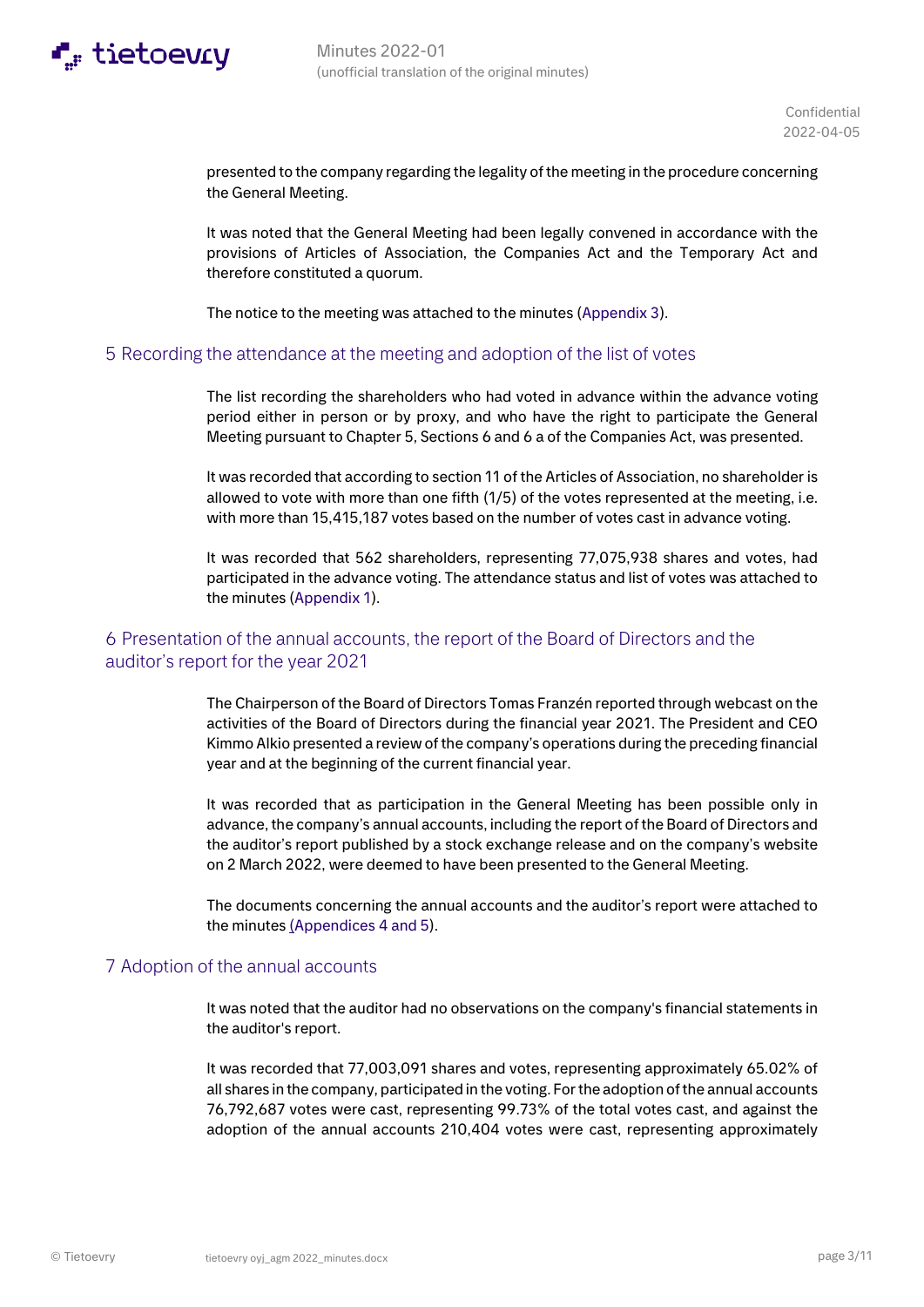presented to the company regarding the legality of the meeting in the procedure concerning the General Meeting.

It was noted that the General Meeting had been legally convened in accordance with the provisions of Articles of Association, the Companies Act and the Temporary Act and therefore constituted a quorum.

The notice to the meeting was attached to the minutes (Appendix 3).

## 5 Recording the attendance at the meeting and adoption of the list of votes

The list recording the shareholders who had voted in advance within the advance voting period either in person or by proxy, and who have the right to participate the General Meeting pursuant to Chapter 5, Sections 6 and 6 a of the Companies Act, was presented.

It was recorded that according to section 11 of the Articles of Association, no shareholder is allowed to vote with more than one fifth (1/5) of the votes represented at the meeting, i.e. with more than 15,415,187 votes based on the number of votes cast in advance voting.

It was recorded that 562 shareholders, representing 77,075,938 shares and votes, had participated in the advance voting. The attendance status and list of votes was attached to the minutes (Appendix 1).

## 6 Presentation of the annual accounts, the report of the Board of Directors and the auditor's report for the year 2021

The Chairperson of the Board of Directors Tomas Franzén reported through webcast on the activities of the Board of Directors during the financial year 2021. The President and CEO Kimmo Alkio presented a review of the company's operations during the preceding financial year and at the beginning of the current financial year.

It was recorded that as participation in the General Meeting has been possible only in advance, the company's annual accounts, including the report of the Board of Directors and the auditor's report published by a stock exchange release and on the company's website on 2 March 2022, were deemed to have been presented to the General Meeting.

The documents concerning the annual accounts and the auditor's report were attached to the minutes (Appendices 4 and 5).

## 7 Adoption of the annual accounts

It was noted that the auditor had no observations on the company's financial statements in the auditor's report.

It was recorded that 77,003,091 shares and votes, representing approximately 65.02% of all shares in the company, participated in the voting. For the adoption of the annual accounts 76,792,687 votes were cast, representing 99.73% of the total votes cast, and against the adoption of the annual accounts 210,404 votes were cast, representing approximately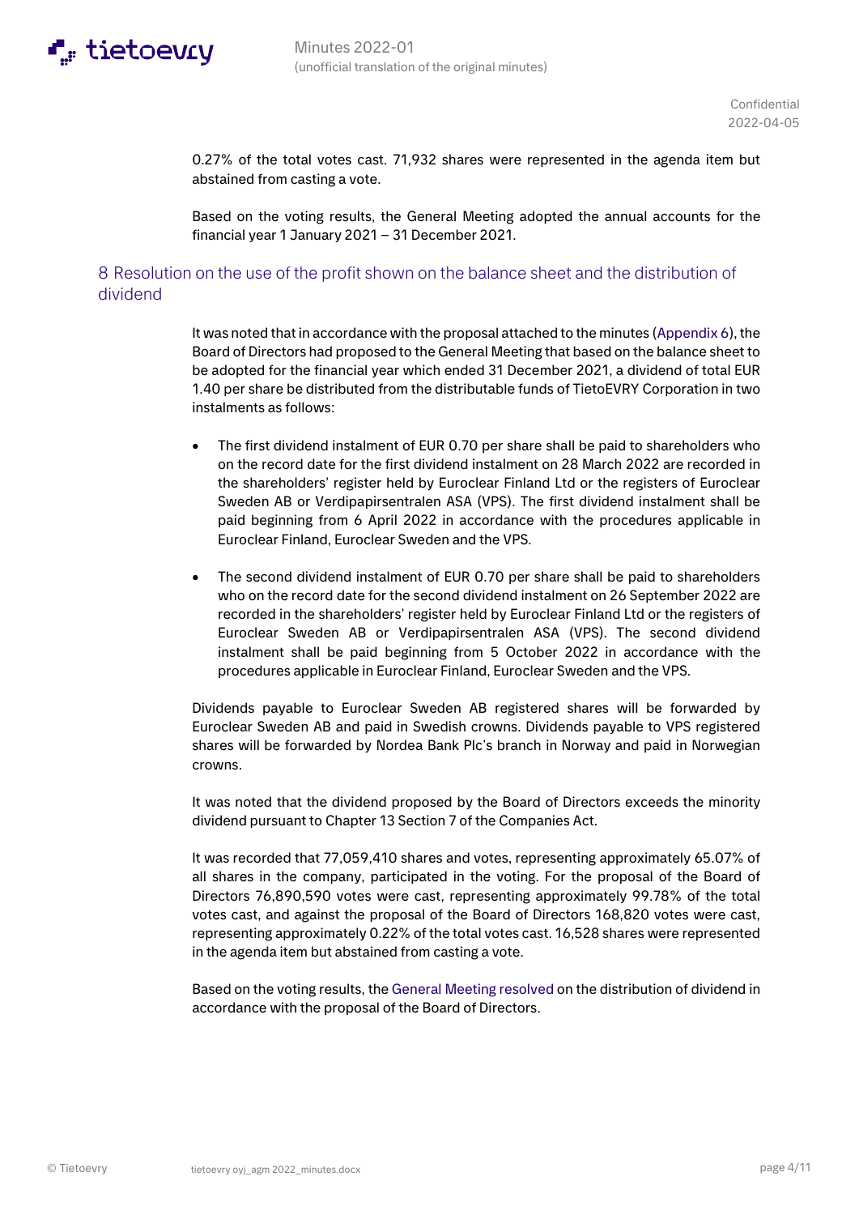0.27% of the total votes cast. 71,932 shares were represented in the agenda item but abstained from casting a vote.

Based on the voting results, the General Meeting adopted the annual accounts for the financial year 1 January 2021 – 31 December 2021.

## 8 Resolution on the use of the profit shown on the balance sheet and the distribution of dividend

It was noted that in accordance with the proposal attached to the minutes (Appendix 6), the Board of Directors had proposed to the General Meeting that based on the balance sheet to be adopted for the financial year which ended 31 December 2021, a dividend of total EUR 1.40 per share be distributed from the distributable funds of TietoEVRY Corporation in two instalments as follows:

- The first dividend instalment of EUR 0.70 per share shall be paid to shareholders who on the record date for the first dividend instalment on 28 March 2022 are recorded in the shareholders' register held by Euroclear Finland Ltd or the registers of Euroclear Sweden AB or Verdipapirsentralen ASA (VPS). The first dividend instalment shall be paid beginning from 6 April 2022 in accordance with the procedures applicable in Euroclear Finland, Euroclear Sweden and the VPS.

- The second dividend instalment of EUR 0.70 per share shall be paid to shareholders who on the record date for the second dividend instalment on 26 September 2022 are recorded in the shareholders' register held by Euroclear Finland Ltd or the registers of Euroclear Sweden AB or Verdipapirsentralen ASA (VPS). The second dividend instalment shall be paid beginning from 5 October 2022 in accordance with the procedures applicable in Euroclear Finland, Euroclear Sweden and the VPS.

Dividends payable to Euroclear Sweden AB registered shares will be forwarded by Euroclear Sweden AB and paid in Swedish crowns. Dividends payable to VPS registered shares will be forwarded by Nordea Bank Plc's branch in Norway and paid in Norwegian crowns.

It was noted that the dividend proposed by the Board of Directors exceeds the minority dividend pursuant to Chapter 13 Section 7 of the Companies Act.

It was recorded that 77,059,410 shares and votes, representing approximately 65.07% of all shares in the company, participated in the voting. For the proposal of the Board of Directors 76,890,590 votes were cast, representing approximately 99.78% of the total votes cast, and against the proposal of the Board of Directors 168,820 votes were cast, representing approximately 0.22% of the total votes cast. 16,528 shares were represented in the agenda item but abstained from casting a vote.

Based on the voting results, the General Meeting resolved on the distribution of dividend in accordance with the proposal of the Board of Directors.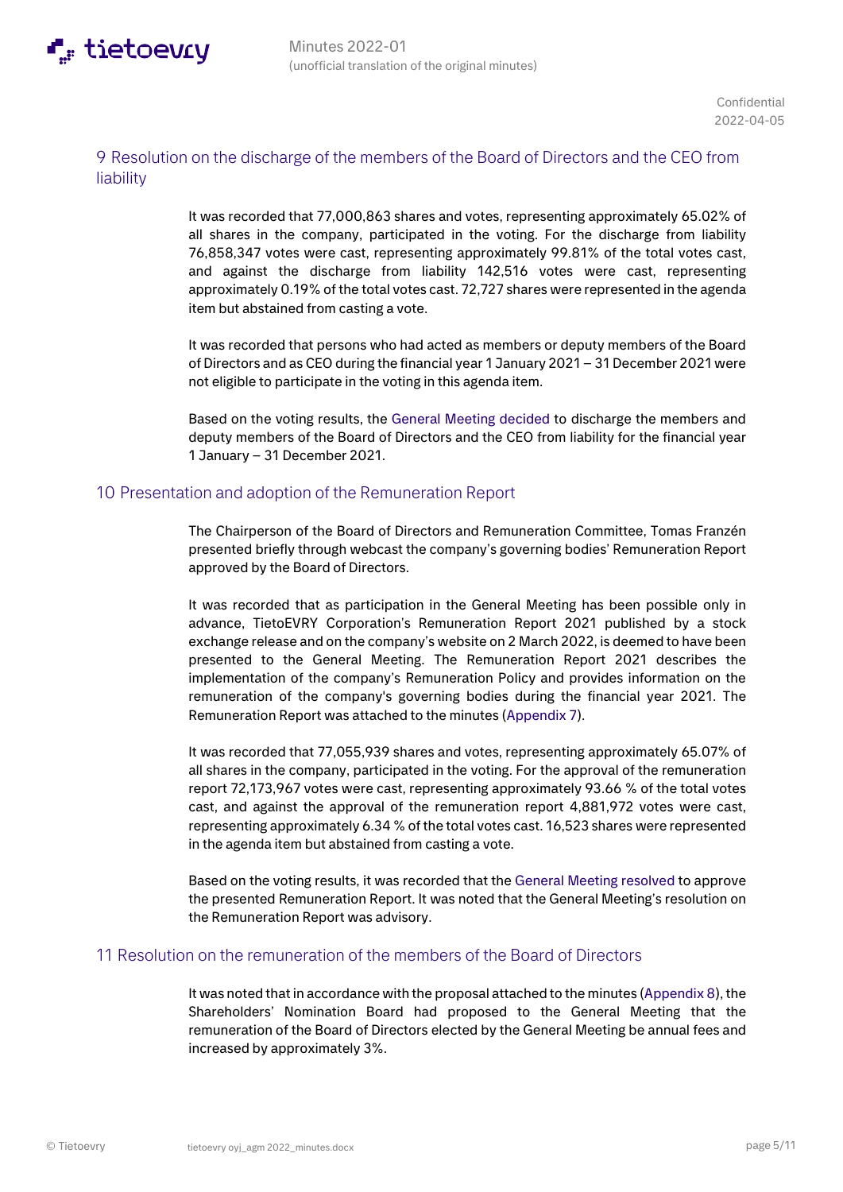## 9 Resolution on the discharge of the members of the Board of Directors and the CEO from liability

It was recorded that 77,000,863 shares and votes, representing approximately 65.02% of all shares in the company, participated in the voting. For the discharge from liability 76,858,347 votes were cast, representing approximately 99.81% of the total votes cast, and against the discharge from liability 142,516 votes were cast, representing approximately 0.19% of the total votes cast. 72,727 shares were represented in the agenda item but abstained from casting a vote.

It was recorded that persons who had acted as members or deputy members of the Board of Directors and as CEO during the financial year 1 January 2021 – 31 December 2021 were not eligible to participate in the voting in this agenda item.

Based on the voting results, the General Meeting decided to discharge the members and deputy members of the Board of Directors and the CEO from liability for the financial year 1 January – 31 December 2021.

## 10 Presentation and adoption of the Remuneration Report

The Chairperson of the Board of Directors and Remuneration Committee, Tomas Franzén presented briefly through webcast the company's governing bodies' Remuneration Report approved by the Board of Directors.

It was recorded that as participation in the General Meeting has been possible only in advance, TietoEVRY Corporation's Remuneration Report 2021 published by a stock exchange release and on the company's website on 2 March 2022, is deemed to have been presented to the General Meeting. The Remuneration Report 2021 describes the implementation of the company's Remuneration Policy and provides information on the remuneration of the company's governing bodies during the financial year 2021. The Remuneration Report was attached to the minutes (Appendix 7).

It was recorded that 77,055,939 shares and votes, representing approximately 65.07% of all shares in the company, participated in the voting. For the approval of the remuneration report 72,173,967 votes were cast, representing approximately 93.66 % of the total votes cast, and against the approval of the remuneration report 4,881,972 votes were cast, representing approximately 6.34 % of the total votes cast. 16,523 shares were represented in the agenda item but abstained from casting a vote.

Based on the voting results, it was recorded that the General Meeting resolved to approve the presented Remuneration Report. It was noted that the General Meeting's resolution on the Remuneration Report was advisory.

## 11 Resolution on the remuneration of the members of the Board of Directors

It was noted that in accordance with the proposal attached to the minutes (Appendix 8), the Shareholders' Nomination Board had proposed to the General Meeting that the remuneration of the Board of Directors elected by the General Meeting be annual fees and increased by approximately 3%.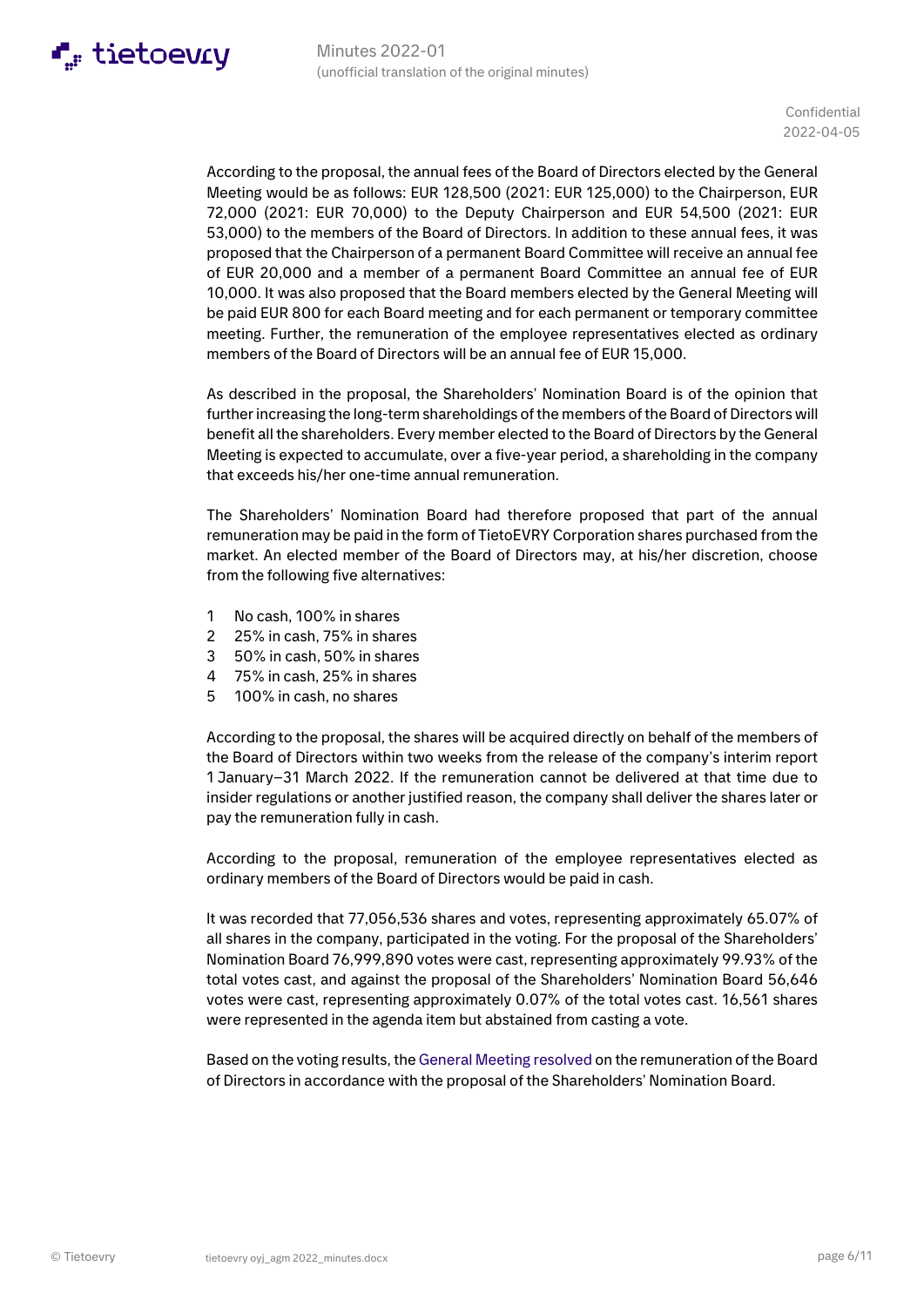According to the proposal, the annual fees of the Board of Directors elected by the General Meeting would be as follows: EUR 128,500 (2021: EUR 125,000) to the Chairperson, EUR 72,000 (2021: EUR 70,000) to the Deputy Chairperson and EUR 54,500 (2021: EUR 53,000) to the members of the Board of Directors. In addition to these annual fees, it was proposed that the Chairperson of a permanent Board Committee will receive an annual fee of EUR 20,000 and a member of a permanent Board Committee an annual fee of EUR 10,000. It was also proposed that the Board members elected by the General Meeting will be paid EUR 800 for each Board meeting and for each permanent or temporary committee meeting. Further, the remuneration of the employee representatives elected as ordinary members of the Board of Directors will be an annual fee of EUR 15,000.

As described in the proposal, the Shareholders' Nomination Board is of the opinion that further increasing the long-term shareholdings of the members of the Board of Directors will benefit all the shareholders. Every member elected to the Board of Directors by the General Meeting is expected to accumulate, over a five-year period, a shareholding in the company that exceeds his/her one-time annual remuneration.

The Shareholders' Nomination Board had therefore proposed that part of the annual remuneration may be paid in the form of TietoEVRY Corporation shares purchased from the market. An elected member of the Board of Directors may, at his/her discretion, choose from the following five alternatives:

1 No cash, 100% in shares
2 25% in cash, 75% in shares
3 50% in cash, 50% in shares
4 75% in cash, 25% in shares
5 100% in cash, no shares

According to the proposal, the shares will be acquired directly on behalf of the members of the Board of Directors within two weeks from the release of the company's interim report 1 January–31 March 2022. If the remuneration cannot be delivered at that time due to insider regulations or another justified reason, the company shall deliver the shares later or pay the remuneration fully in cash.

According to the proposal, remuneration of the employee representatives elected as ordinary members of the Board of Directors would be paid in cash.

It was recorded that 77,056,536 shares and votes, representing approximately 65.07% of all shares in the company, participated in the voting. For the proposal of the Shareholders' Nomination Board 76,999,890 votes were cast, representing approximately 99.93% of the total votes cast, and against the proposal of the Shareholders' Nomination Board 56,646 votes were cast, representing approximately 0.07% of the total votes cast. 16,561 shares were represented in the agenda item but abstained from casting a vote.

Based on the voting results, the General Meeting resolved on the remuneration of the Board of Directors in accordance with the proposal of the Shareholders' Nomination Board.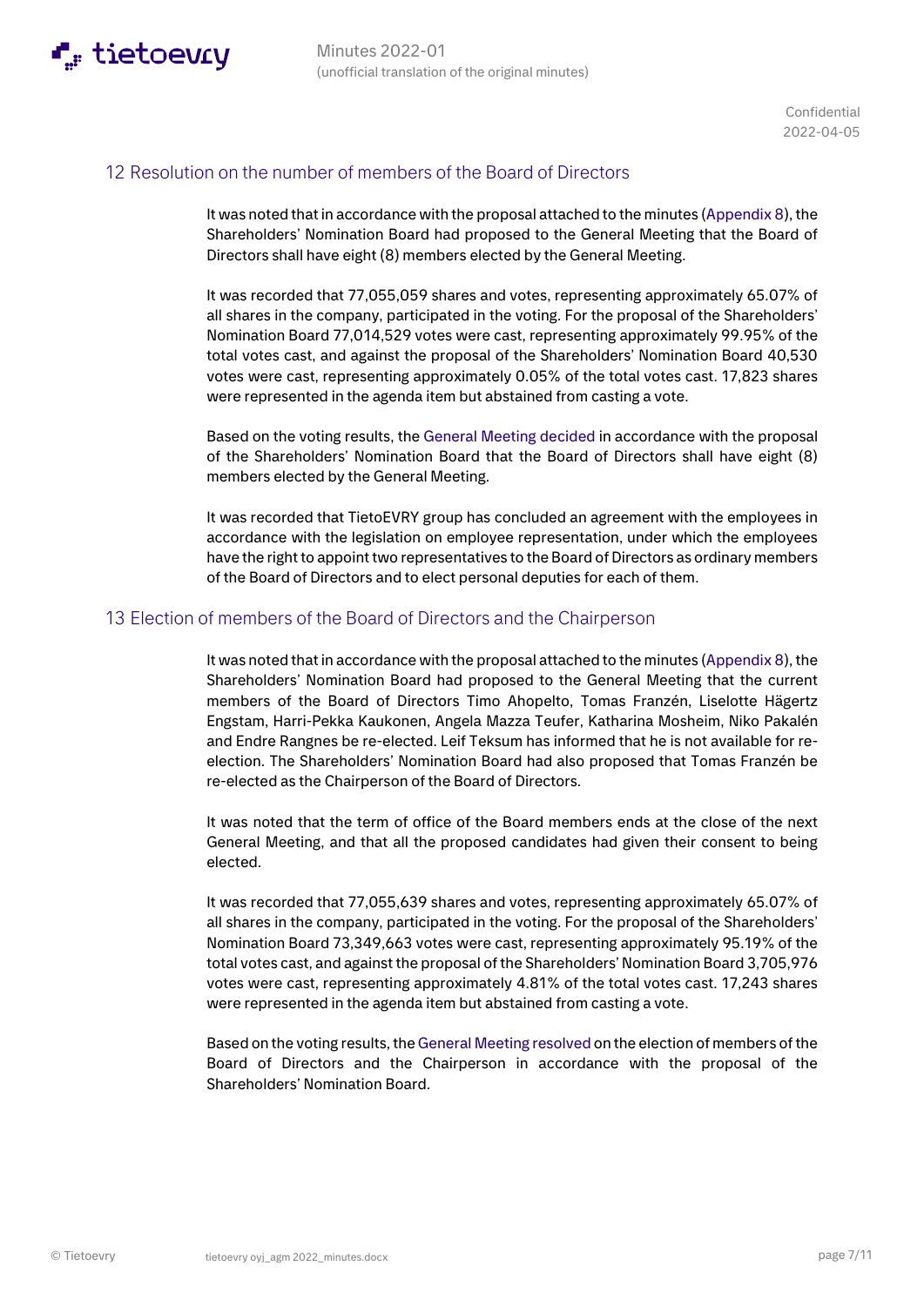## 12 Resolution on the number of members of the Board of Directors

It was noted that in accordance with the proposal attached to the minutes (Appendix 8), the Shareholders' Nomination Board had proposed to the General Meeting that the Board of Directors shall have eight (8) members elected by the General Meeting.

It was recorded that 77,055,059 shares and votes, representing approximately 65.07% of all shares in the company, participated in the voting. For the proposal of the Shareholders' Nomination Board 77,014,529 votes were cast, representing approximately 99.95% of the total votes cast, and against the proposal of the Shareholders' Nomination Board 40,530 votes were cast, representing approximately 0.05% of the total votes cast. 17,823 shares were represented in the agenda item but abstained from casting a vote.

Based on the voting results, the General Meeting decided in accordance with the proposal of the Shareholders' Nomination Board that the Board of Directors shall have eight (8) members elected by the General Meeting.

It was recorded that TietoEVRY group has concluded an agreement with the employees in accordance with the legislation on employee representation, under which the employees have the right to appoint two representatives to the Board of Directors as ordinary members of the Board of Directors and to elect personal deputies for each of them.

## 13 Election of members of the Board of Directors and the Chairperson

It was noted that in accordance with the proposal attached to the minutes (Appendix 8), the Shareholders' Nomination Board had proposed to the General Meeting that the current members of the Board of Directors Timo Ahopelto, Tomas Franzén, Liselotte Hägertz Engstam, Harri-Pekka Kaukonen, Angela Mazza Teufer, Katharina Mosheim, Niko Pakalén and Endre Rangnes be re-elected. Leif Teksum has informed that he is not available for re-election. The Shareholders' Nomination Board had also proposed that Tomas Franzén be re-elected as the Chairperson of the Board of Directors.

It was noted that the term of office of the Board members ends at the close of the next General Meeting, and that all the proposed candidates had given their consent to being elected.

It was recorded that 77,055,639 shares and votes, representing approximately 65.07% of all shares in the company, participated in the voting. For the proposal of the Shareholders' Nomination Board 73,349,663 votes were cast, representing approximately 95.19% of the total votes cast, and against the proposal of the Shareholders' Nomination Board 3,705,976 votes were cast, representing approximately 4.81% of the total votes cast. 17,243 shares were represented in the agenda item but abstained from casting a vote.

Based on the voting results, the General Meeting resolved on the election of members of the Board of Directors and the Chairperson in accordance with the proposal of the Shareholders' Nomination Board.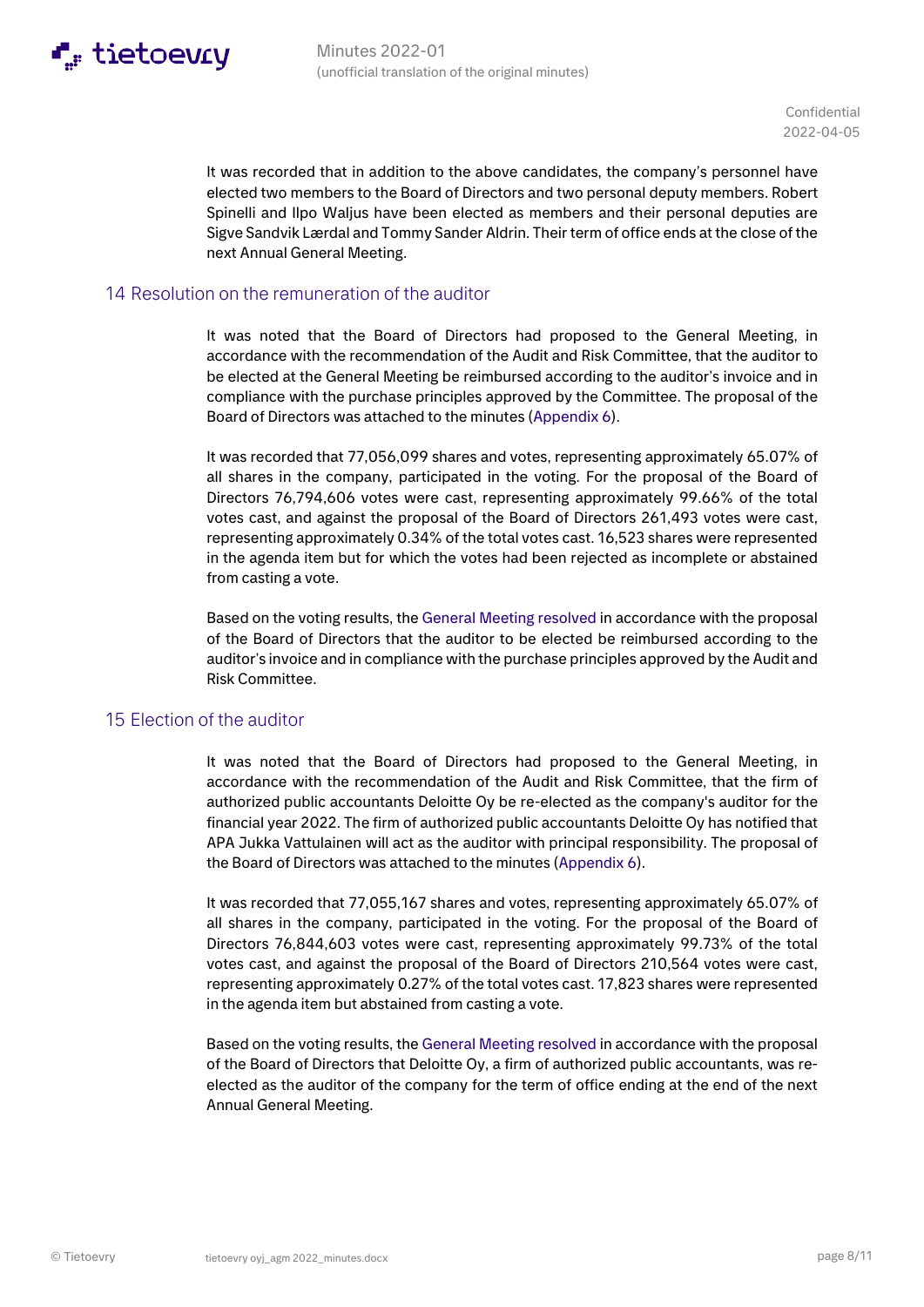It was recorded that in addition to the above candidates, the company's personnel have elected two members to the Board of Directors and two personal deputy members. Robert Spinelli and Ilpo Waljus have been elected as members and their personal deputies are Sigve Sandvik Lærdal and Tommy Sander Aldrin. Their term of office ends at the close of the next Annual General Meeting.

## 14 Resolution on the remuneration of the auditor

It was noted that the Board of Directors had proposed to the General Meeting, in accordance with the recommendation of the Audit and Risk Committee, that the auditor to be elected at the General Meeting be reimbursed according to the auditor's invoice and in compliance with the purchase principles approved by the Committee. The proposal of the Board of Directors was attached to the minutes (Appendix 6).

It was recorded that 77,056,099 shares and votes, representing approximately 65.07% of all shares in the company, participated in the voting. For the proposal of the Board of Directors 76,794,606 votes were cast, representing approximately 99.66% of the total votes cast, and against the proposal of the Board of Directors 261,493 votes were cast, representing approximately 0.34% of the total votes cast. 16,523 shares were represented in the agenda item but for which the votes had been rejected as incomplete or abstained from casting a vote.

Based on the voting results, the General Meeting resolved in accordance with the proposal of the Board of Directors that the auditor to be elected be reimbursed according to the auditor's invoice and in compliance with the purchase principles approved by the Audit and Risk Committee.

## 15 Election of the auditor

It was noted that the Board of Directors had proposed to the General Meeting, in accordance with the recommendation of the Audit and Risk Committee, that the firm of authorized public accountants Deloitte Oy be re-elected as the company's auditor for the financial year 2022. The firm of authorized public accountants Deloitte Oy has notified that APA Jukka Vattulainen will act as the auditor with principal responsibility. The proposal of the Board of Directors was attached to the minutes (Appendix 6).

It was recorded that 77,055,167 shares and votes, representing approximately 65.07% of all shares in the company, participated in the voting. For the proposal of the Board of Directors 76,844,603 votes were cast, representing approximately 99.73% of the total votes cast, and against the proposal of the Board of Directors 210,564 votes were cast, representing approximately 0.27% of the total votes cast. 17,823 shares were represented in the agenda item but abstained from casting a vote.

Based on the voting results, the General Meeting resolved in accordance with the proposal of the Board of Directors that Deloitte Oy, a firm of authorized public accountants, was re-elected as the auditor of the company for the term of office ending at the end of the next Annual General Meeting.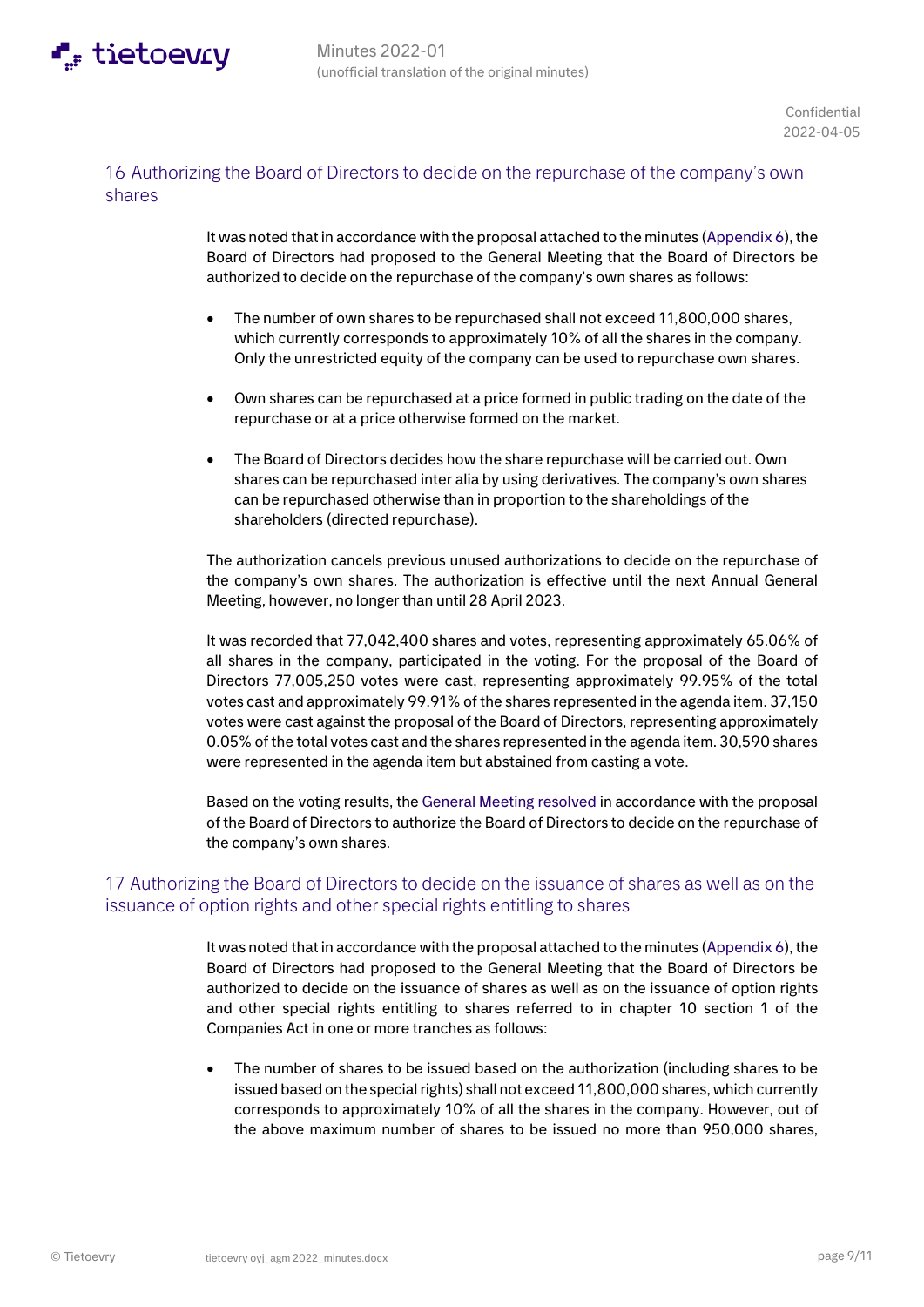## 16 Authorizing the Board of Directors to decide on the repurchase of the company's own shares

It was noted that in accordance with the proposal attached to the minutes (Appendix 6), the Board of Directors had proposed to the General Meeting that the Board of Directors be authorized to decide on the repurchase of the company's own shares as follows:

- The number of own shares to be repurchased shall not exceed 11,800,000 shares, which currently corresponds to approximately 10% of all the shares in the company. Only the unrestricted equity of the company can be used to repurchase own shares.
- Own shares can be repurchased at a price formed in public trading on the date of the repurchase or at a price otherwise formed on the market.
- The Board of Directors decides how the share repurchase will be carried out. Own shares can be repurchased inter alia by using derivatives. The company's own shares can be repurchased otherwise than in proportion to the shareholdings of the shareholders (directed repurchase).

The authorization cancels previous unused authorizations to decide on the repurchase of the company's own shares. The authorization is effective until the next Annual General Meeting, however, no longer than until 28 April 2023.

It was recorded that 77,042,400 shares and votes, representing approximately 65.06% of all shares in the company, participated in the voting. For the proposal of the Board of Directors 77,005,250 votes were cast, representing approximately 99.95% of the total votes cast and approximately 99.91% of the shares represented in the agenda item. 37,150 votes were cast against the proposal of the Board of Directors, representing approximately 0.05% of the total votes cast and the shares represented in the agenda item. 30,590 shares were represented in the agenda item but abstained from casting a vote.

Based on the voting results, the General Meeting resolved in accordance with the proposal of the Board of Directors to authorize the Board of Directors to decide on the repurchase of the company's own shares.

## 17 Authorizing the Board of Directors to decide on the issuance of shares as well as on the issuance of option rights and other special rights entitling to shares

It was noted that in accordance with the proposal attached to the minutes (Appendix 6), the Board of Directors had proposed to the General Meeting that the Board of Directors be authorized to decide on the issuance of shares as well as on the issuance of option rights and other special rights entitling to shares referred to in chapter 10 section 1 of the Companies Act in one or more tranches as follows:

- The number of shares to be issued based on the authorization (including shares to be issued based on the special rights) shall not exceed 11,800,000 shares, which currently corresponds to approximately 10% of all the shares in the company. However, out of the above maximum number of shares to be issued no more than 950,000 shares,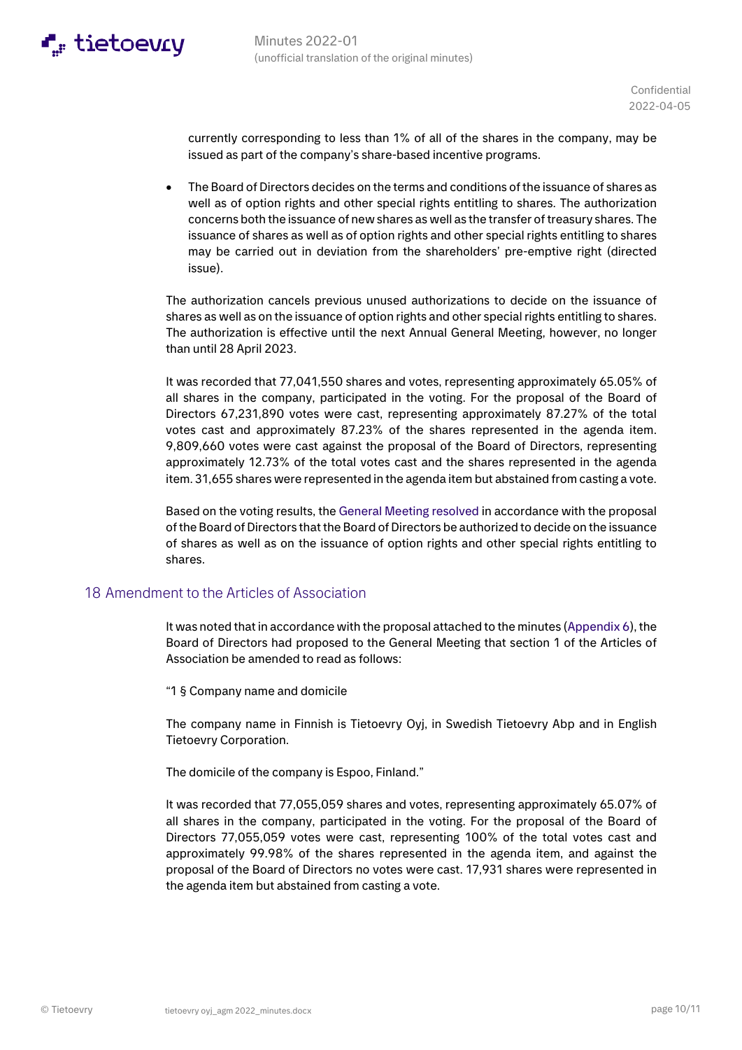currently corresponding to less than 1% of all of the shares in the company, may be issued as part of the company's share-based incentive programs.

- The Board of Directors decides on the terms and conditions of the issuance of shares as well as of option rights and other special rights entitling to shares. The authorization concerns both the issuance of new shares as well as the transfer of treasury shares. The issuance of shares as well as of option rights and other special rights entitling to shares may be carried out in deviation from the shareholders' pre-emptive right (directed issue).

The authorization cancels previous unused authorizations to decide on the issuance of shares as well as on the issuance of option rights and other special rights entitling to shares. The authorization is effective until the next Annual General Meeting, however, no longer than until 28 April 2023.

It was recorded that 77,041,550 shares and votes, representing approximately 65.05% of all shares in the company, participated in the voting. For the proposal of the Board of Directors 67,231,890 votes were cast, representing approximately 87.27% of the total votes cast and approximately 87.23% of the shares represented in the agenda item. 9,809,660 votes were cast against the proposal of the Board of Directors, representing approximately 12.73% of the total votes cast and the shares represented in the agenda item. 31,655 shares were represented in the agenda item but abstained from casting a vote.

Based on the voting results, the General Meeting resolved in accordance with the proposal of the Board of Directors that the Board of Directors be authorized to decide on the issuance of shares as well as on the issuance of option rights and other special rights entitling to shares.

## 18 Amendment to the Articles of Association

It was noted that in accordance with the proposal attached to the minutes (Appendix 6), the Board of Directors had proposed to the General Meeting that section 1 of the Articles of Association be amended to read as follows:

"1 § Company name and domicile

The company name in Finnish is Tietoevry Oyj, in Swedish Tietoevry Abp and in English Tietoevry Corporation.

The domicile of the company is Espoo, Finland."

It was recorded that 77,055,059 shares and votes, representing approximately 65.07% of all shares in the company, participated in the voting. For the proposal of the Board of Directors 77,055,059 votes were cast, representing 100% of the total votes cast and approximately 99.98% of the shares represented in the agenda item, and against the proposal of the Board of Directors no votes were cast. 17,931 shares were represented in the agenda item but abstained from casting a vote.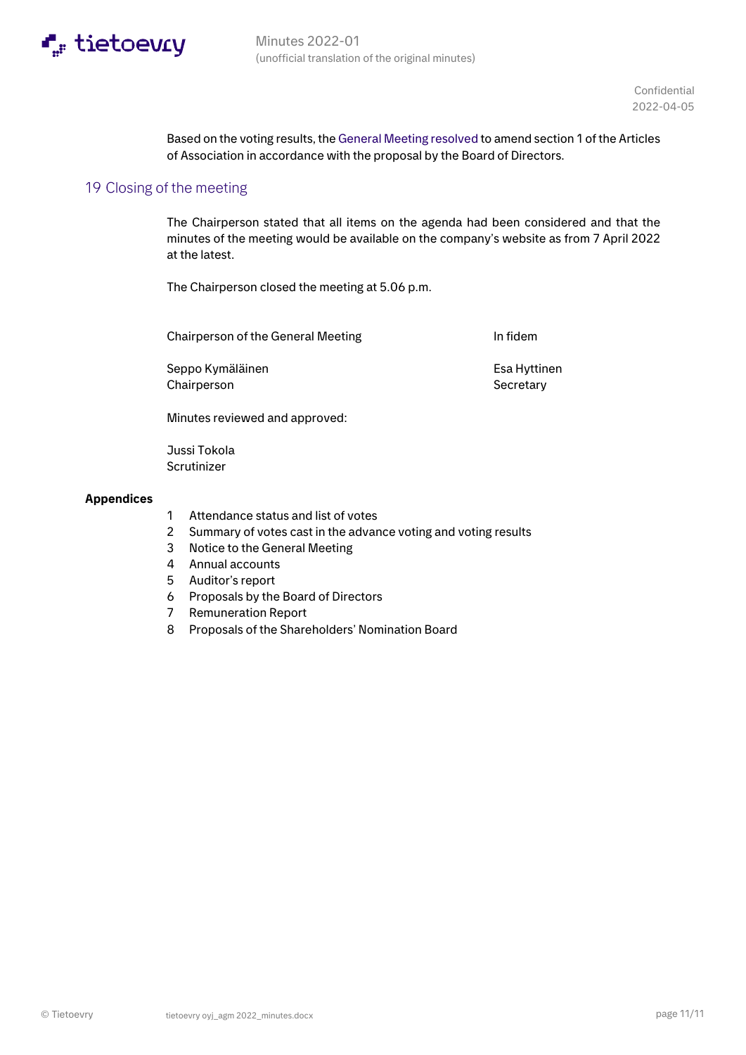Based on the voting results, the General Meeting resolved to amend section 1 of the Articles of Association in accordance with the proposal by the Board of Directors.

## 19 Closing of the meeting

The Chairperson stated that all items on the agenda had been considered and that the minutes of the meeting would be available on the company's website as from 7 April 2022 at the latest.

The Chairperson closed the meeting at 5.06 p.m.

| | |
|---|---|
| Chairperson of the General Meeting | In fidem |
| Seppo Kymäläinen<br>Chairperson | Esa Hyttinen<br>Secretary |

Minutes reviewed and approved:

Jussi Tokola
Scrutinizer

**Appendices**

1. Attendance status and list of votes
2. Summary of votes cast in the advance voting and voting results
3. Notice to the General Meeting
4. Annual accounts
5. Auditor's report
6. Proposals by the Board of Directors
7. Remuneration Report
8. Proposals of the Shareholders' Nomination Board